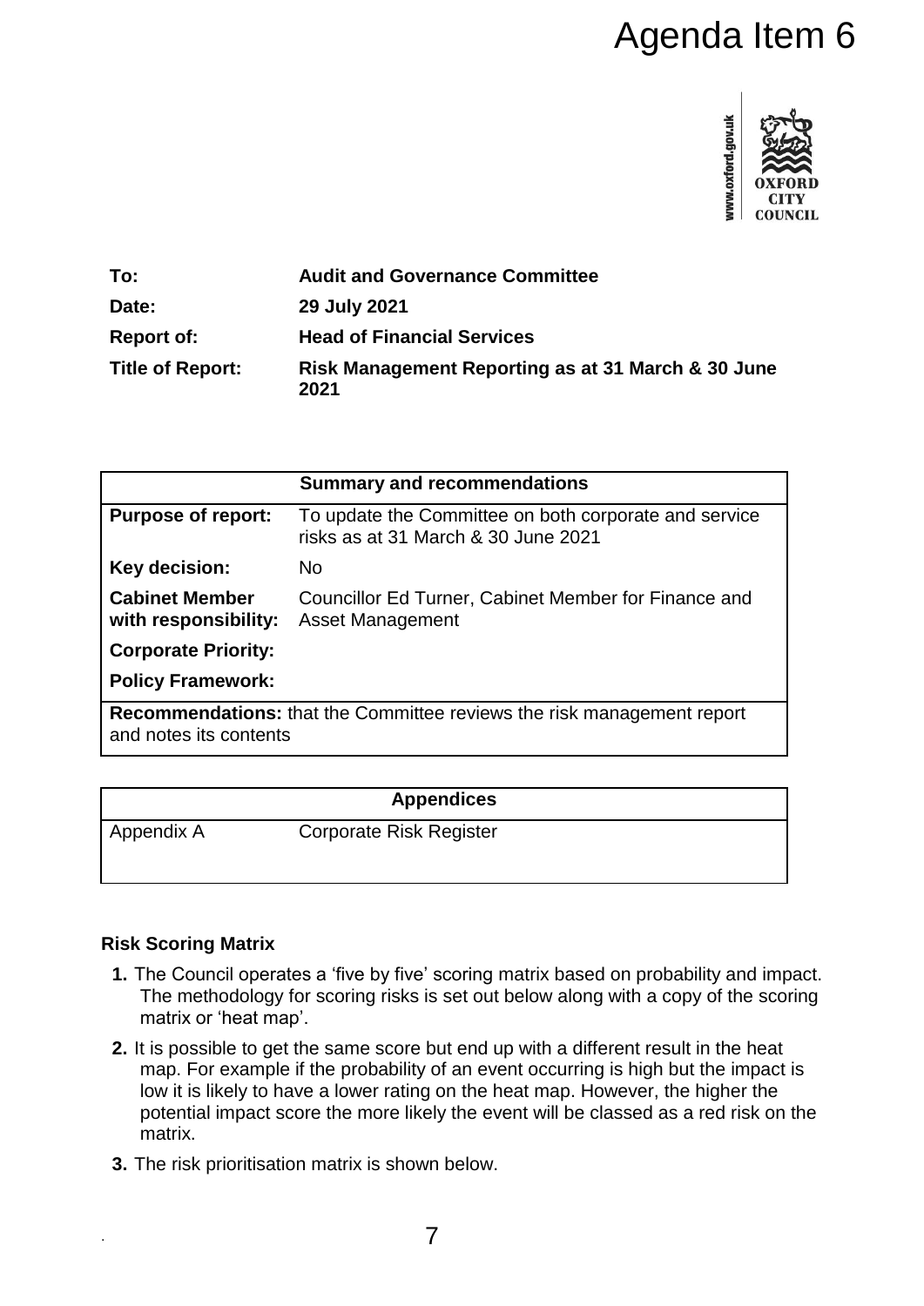# Agenda Item 6

| To: | Audit and Governance Committee |
|---|---|
| Date: | 29 July 2021 |
| Report of: | Head of Financial Services |
| Title of Report: | Risk Management Reporting as at 31 March & 30 June 2021 |

| Summary and recommendations | |
|---|---|
| **Purpose of report:** | To update the Committee on both corporate and service risks as at 31 March & 30 June 2021 |
| **Key decision:** | No |
| **Cabinet Member with responsibility:** | Councillor Ed Turner, Cabinet Member for Finance and Asset Management |
| **Corporate Priority:** | |
| **Policy Framework:** | |
| **Recommendations:** that the Committee reviews the risk management report and notes its contents | |

| Appendices | |
|---|---|
| Appendix A | Corporate Risk Register |

### Risk Scoring Matrix

1. The Council operates a 'five by five' scoring matrix based on probability and impact. The methodology for scoring risks is set out below along with a copy of the scoring matrix or 'heat map'.
2. It is possible to get the same score but end up with a different result in the heat map. For example if the probability of an event occurring is high but the impact is low it is likely to have a lower rating on the heat map. However, the higher the potential impact score the more likely the event will be classed as a red risk on the matrix.
3. The risk prioritisation matrix is shown below.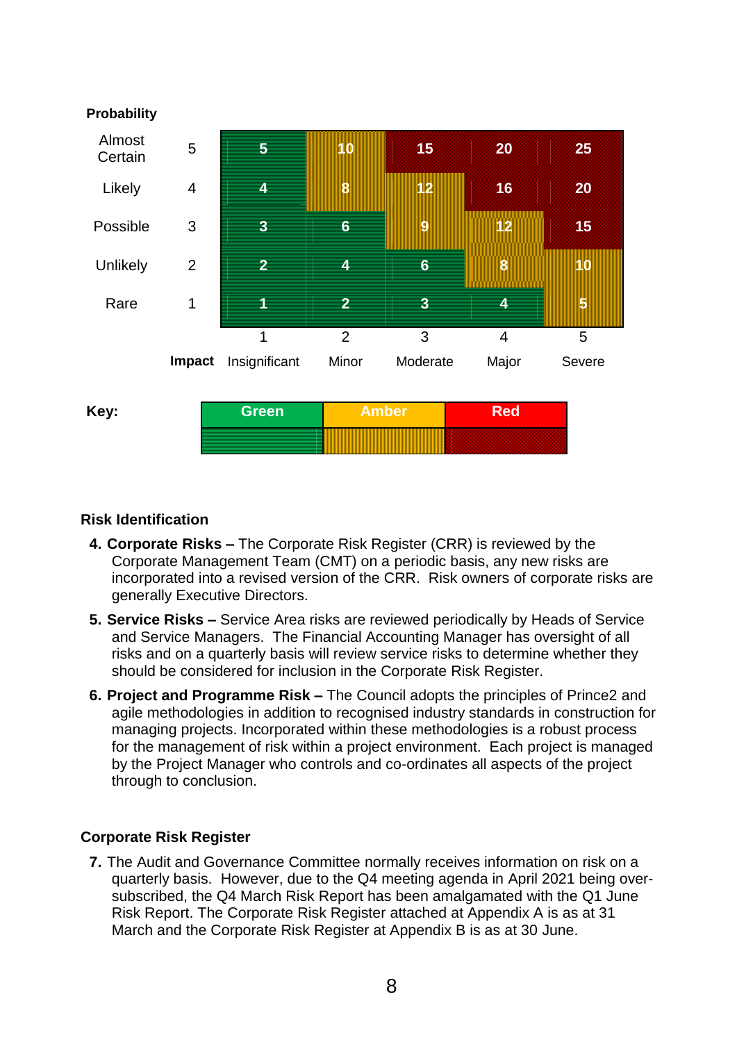**Probability**

| Probability | | Insignificant (1) | Minor (2) | Moderate (3) | Major (4) | Severe (5) |
|---|---|---|---|---|---|---|
| Almost Certain | 5 | 5 | 10 | 15 | 20 | 25 |
| Likely | 4 | 4 | 8 | 12 | 16 | 20 |
| Possible | 3 | 3 | 6 | 9 | 12 | 15 |
| Unlikely | 2 | 2 | 4 | 6 | 8 | 10 |
| Rare | 1 | 1 | 2 | 3 | 4 | 5 |

**Impact**: 1 Insignificant, 2 Minor, 3 Moderate, 4 Major, 5 Severe

**Key:**

| Green | Amber | Red |
|---|---|---|

**Risk Identification**

4. **Corporate Risks –** The Corporate Risk Register (CRR) is reviewed by the Corporate Management Team (CMT) on a periodic basis, any new risks are incorporated into a revised version of the CRR. Risk owners of corporate risks are generally Executive Directors.

5. **Service Risks –** Service Area risks are reviewed periodically by Heads of Service and Service Managers. The Financial Accounting Manager has oversight of all risks and on a quarterly basis will review service risks to determine whether they should be considered for inclusion in the Corporate Risk Register.

6. **Project and Programme Risk –** The Council adopts the principles of Prince2 and agile methodologies in addition to recognised industry standards in construction for managing projects. Incorporated within these methodologies is a robust process for the management of risk within a project environment. Each project is managed by the Project Manager who controls and co-ordinates all aspects of the project through to conclusion.

**Corporate Risk Register**

7. The Audit and Governance Committee normally receives information on risk on a quarterly basis. However, due to the Q4 meeting agenda in April 2021 being over-subscribed, the Q4 March Risk Report has been amalgamated with the Q1 June Risk Report. The Corporate Risk Register attached at Appendix A is as at 31 March and the Corporate Risk Register at Appendix B is as at 30 June.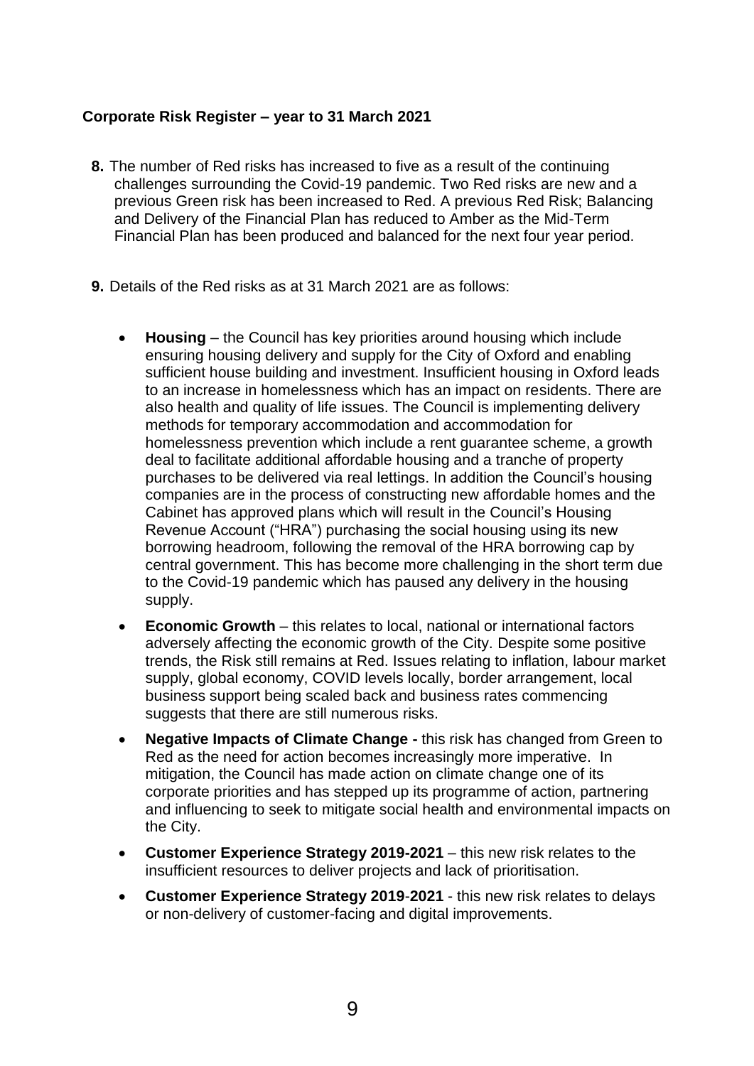**Corporate Risk Register – year to 31 March 2021**

8. The number of Red risks has increased to five as a result of the continuing challenges surrounding the Covid-19 pandemic. Two Red risks are new and a previous Green risk has been increased to Red. A previous Red Risk; Balancing and Delivery of the Financial Plan has reduced to Amber as the Mid-Term Financial Plan has been produced and balanced for the next four year period.

9. Details of the Red risks as at 31 March 2021 are as follows:

- **Housing** – the Council has key priorities around housing which include ensuring housing delivery and supply for the City of Oxford and enabling sufficient house building and investment. Insufficient housing in Oxford leads to an increase in homelessness which has an impact on residents. There are also health and quality of life issues. The Council is implementing delivery methods for temporary accommodation and accommodation for homelessness prevention which include a rent guarantee scheme, a growth deal to facilitate additional affordable housing and a tranche of property purchases to be delivered via real lettings. In addition the Council's housing companies are in the process of constructing new affordable homes and the Cabinet has approved plans which will result in the Council's Housing Revenue Account ("HRA") purchasing the social housing using its new borrowing headroom, following the removal of the HRA borrowing cap by central government. This has become more challenging in the short term due to the Covid-19 pandemic which has paused any delivery in the housing supply.
- **Economic Growth** – this relates to local, national or international factors adversely affecting the economic growth of the City. Despite some positive trends, the Risk still remains at Red. Issues relating to inflation, labour market supply, global economy, COVID levels locally, border arrangement, local business support being scaled back and business rates commencing suggests that there are still numerous risks.
- **Negative Impacts of Climate Change -** this risk has changed from Green to Red as the need for action becomes increasingly more imperative. In mitigation, the Council has made action on climate change one of its corporate priorities and has stepped up its programme of action, partnering and influencing to seek to mitigate social health and environmental impacts on the City.
- **Customer Experience Strategy 2019-2021** – this new risk relates to the insufficient resources to deliver projects and lack of prioritisation.
- **Customer Experience Strategy 2019-2021** - this new risk relates to delays or non-delivery of customer-facing and digital improvements.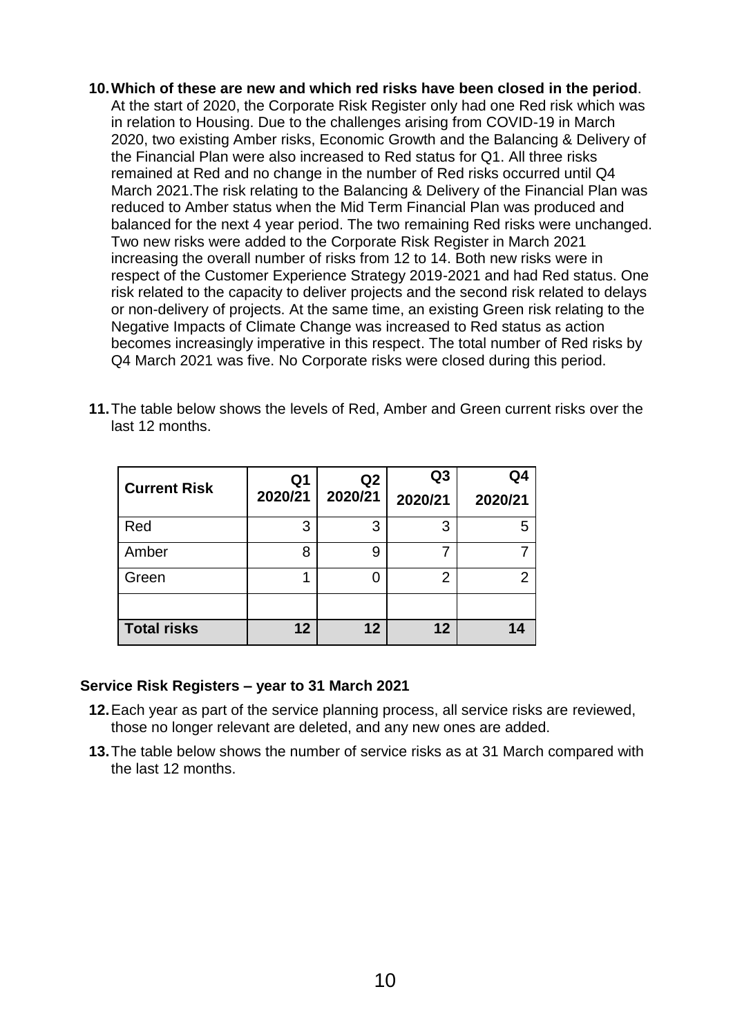10. **Which of these are new and which red risks have been closed in the period**. At the start of 2020, the Corporate Risk Register only had one Red risk which was in relation to Housing. Due to the challenges arising from COVID-19 in March 2020, two existing Amber risks, Economic Growth and the Balancing & Delivery of the Financial Plan were also increased to Red status for Q1. All three risks remained at Red and no change in the number of Red risks occurred until Q4 March 2021.The risk relating to the Balancing & Delivery of the Financial Plan was reduced to Amber status when the Mid Term Financial Plan was produced and balanced for the next 4 year period. The two remaining Red risks were unchanged. Two new risks were added to the Corporate Risk Register in March 2021 increasing the overall number of risks from 12 to 14. Both new risks were in respect of the Customer Experience Strategy 2019-2021 and had Red status. One risk related to the capacity to deliver projects and the second risk related to delays or non-delivery of projects. At the same time, an existing Green risk relating to the Negative Impacts of Climate Change was increased to Red status as action becomes increasingly imperative in this respect. The total number of Red risks by Q4 March 2021 was five. No Corporate risks were closed during this period.

11. The table below shows the levels of Red, Amber and Green current risks over the last 12 months.

| Current Risk | Q1 2020/21 | Q2 2020/21 | Q3 2020/21 | Q4 2020/21 |
|---|---|---|---|---|
| Red | 3 | 3 | 3 | 5 |
| Amber | 8 | 9 | 7 | 7 |
| Green | 1 | 0 | 2 | 2 |
| | | | | |
| **Total risks** | **12** | **12** | **12** | **14** |

**Service Risk Registers – year to 31 March 2021**

12. Each year as part of the service planning process, all service risks are reviewed, those no longer relevant are deleted, and any new ones are added.

13. The table below shows the number of service risks as at 31 March compared with the last 12 months.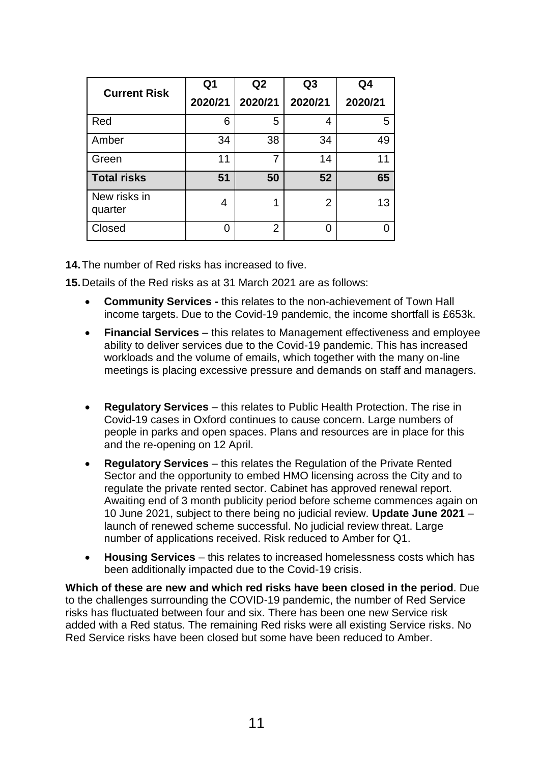| Current Risk | Q1 2020/21 | Q2 2020/21 | Q3 2020/21 | Q4 2020/21 |
|---|---|---|---|---|
| Red | 6 | 5 | 4 | 5 |
| Amber | 34 | 38 | 34 | 49 |
| Green | 11 | 7 | 14 | 11 |
| **Total risks** | **51** | **50** | **52** | **65** |
| New risks in quarter | 4 | 1 | 2 | 13 |
| Closed | 0 | 2 | 0 | 0 |

**14.** The number of Red risks has increased to five.

**15.** Details of the Red risks as at 31 March 2021 are as follows:

- **Community Services -** this relates to the non-achievement of Town Hall income targets. Due to the Covid-19 pandemic, the income shortfall is £653k.
- **Financial Services** – this relates to Management effectiveness and employee ability to deliver services due to the Covid-19 pandemic. This has increased workloads and the volume of emails, which together with the many on-line meetings is placing excessive pressure and demands on staff and managers.
- **Regulatory Services** – this relates to Public Health Protection. The rise in Covid-19 cases in Oxford continues to cause concern. Large numbers of people in parks and open spaces. Plans and resources are in place for this and the re-opening on 12 April.
- **Regulatory Services** – this relates the Regulation of the Private Rented Sector and the opportunity to embed HMO licensing across the City and to regulate the private rented sector. Cabinet has approved renewal report. Awaiting end of 3 month publicity period before scheme commences again on 10 June 2021, subject to there being no judicial review. **Update June 2021** – launch of renewed scheme successful. No judicial review threat. Large number of applications received. Risk reduced to Amber for Q1.
- **Housing Services** – this relates to increased homelessness costs which has been additionally impacted due to the Covid-19 crisis.

**Which of these are new and which red risks have been closed in the period**. Due to the challenges surrounding the COVID-19 pandemic, the number of Red Service risks has fluctuated between four and six. There has been one new Service risk added with a Red status. The remaining Red risks were all existing Service risks. No Red Service risks have been closed but some have been reduced to Amber.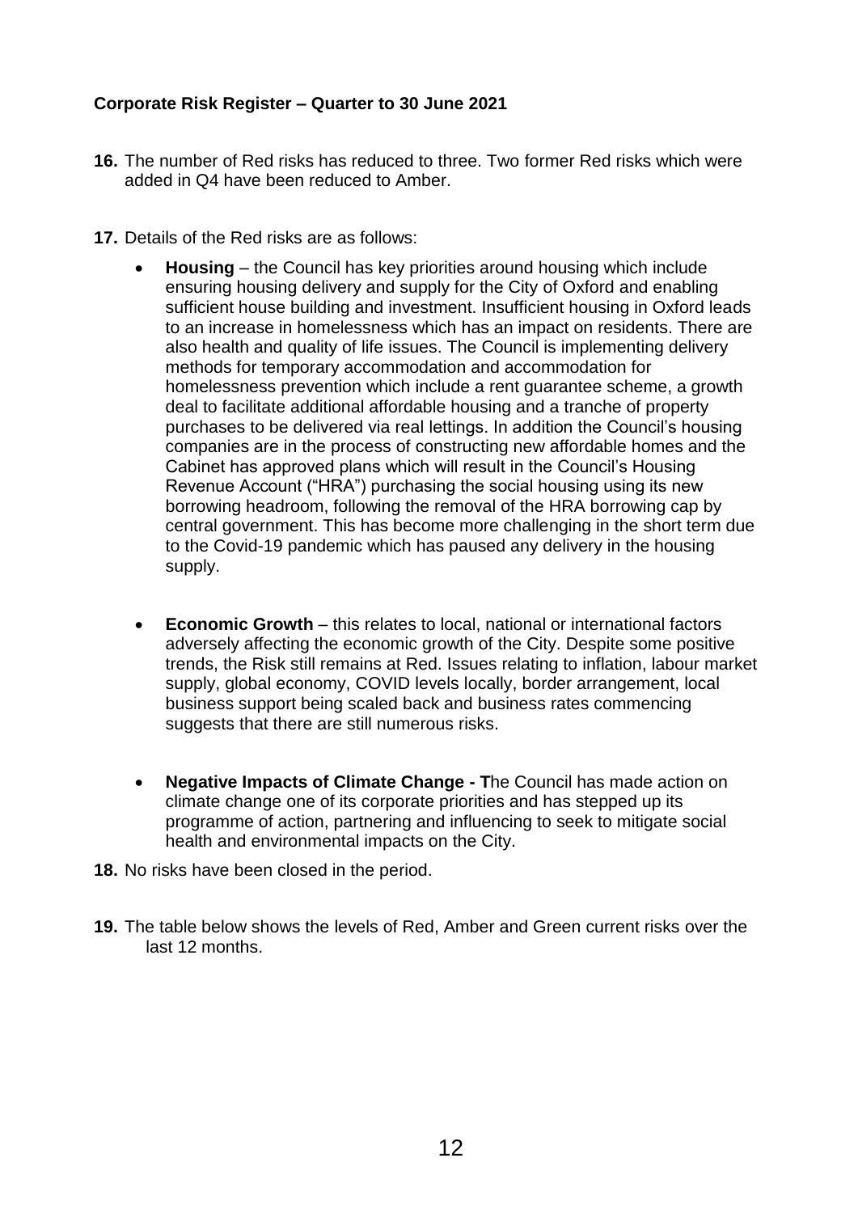**Corporate Risk Register – Quarter to 30 June 2021**

**16.** The number of Red risks has reduced to three. Two former Red risks which were added in Q4 have been reduced to Amber.

**17.** Details of the Red risks are as follows:

- **Housing** – the Council has key priorities around housing which include ensuring housing delivery and supply for the City of Oxford and enabling sufficient house building and investment. Insufficient housing in Oxford leads to an increase in homelessness which has an impact on residents. There are also health and quality of life issues. The Council is implementing delivery methods for temporary accommodation and accommodation for homelessness prevention which include a rent guarantee scheme, a growth deal to facilitate additional affordable housing and a tranche of property purchases to be delivered via real lettings. In addition the Council's housing companies are in the process of constructing new affordable homes and the Cabinet has approved plans which will result in the Council's Housing Revenue Account ("HRA") purchasing the social housing using its new borrowing headroom, following the removal of the HRA borrowing cap by central government. This has become more challenging in the short term due to the Covid-19 pandemic which has paused any delivery in the housing supply.

- **Economic Growth** – this relates to local, national or international factors adversely affecting the economic growth of the City. Despite some positive trends, the Risk still remains at Red. Issues relating to inflation, labour market supply, global economy, COVID levels locally, border arrangement, local business support being scaled back and business rates commencing suggests that there are still numerous risks.

- **Negative Impacts of Climate Change - T**he Council has made action on climate change one of its corporate priorities and has stepped up its programme of action, partnering and influencing to seek to mitigate social health and environmental impacts on the City.

**18.** No risks have been closed in the period.

**19.** The table below shows the levels of Red, Amber and Green current risks over the last 12 months.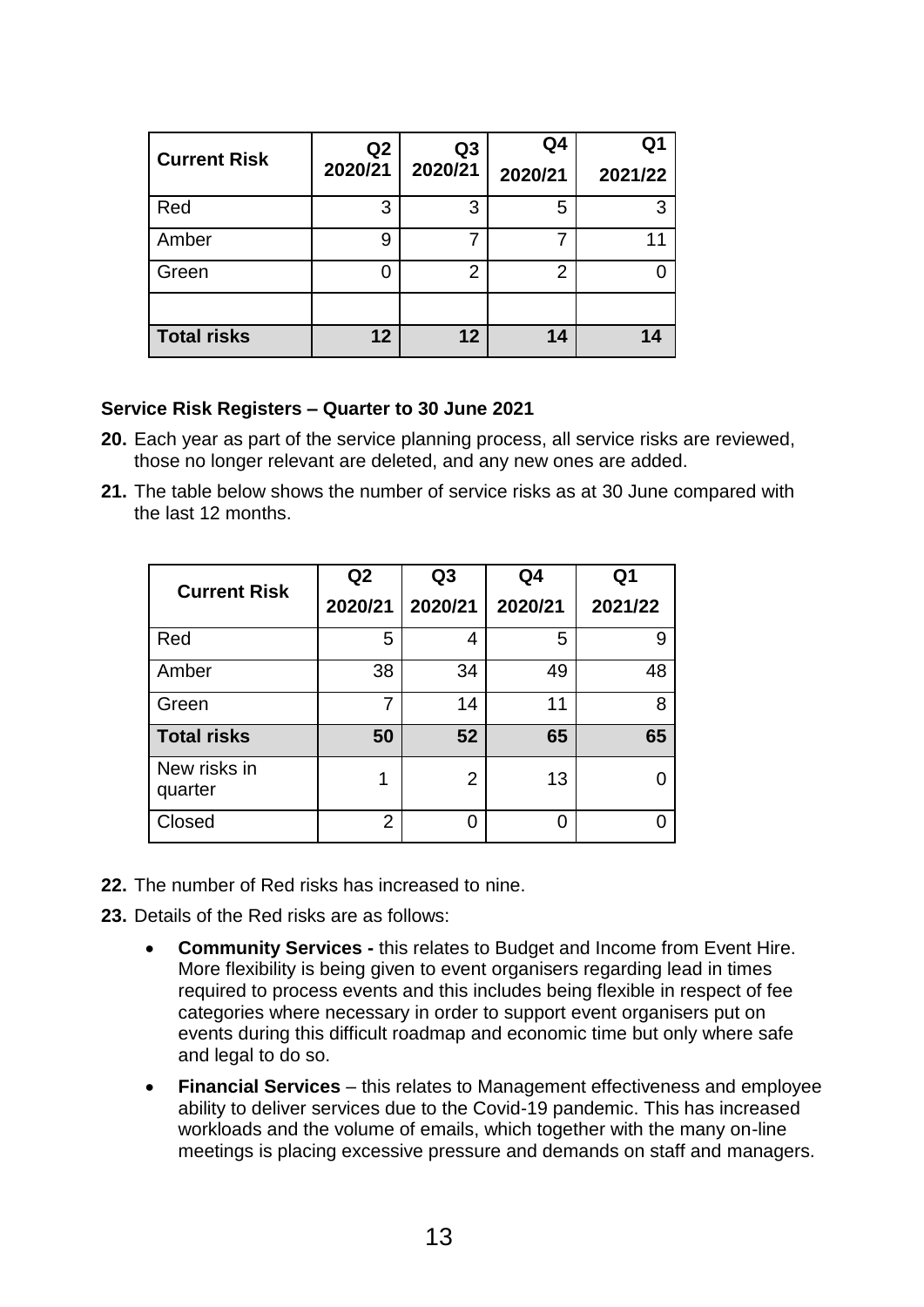| Current Risk | Q2 2020/21 | Q3 2020/21 | Q4 2020/21 | Q1 2021/22 |
|---|---|---|---|---|
| Red | 3 | 3 | 5 | 3 |
| Amber | 9 | 7 | 7 | 11 |
| Green | 0 | 2 | 2 | 0 |
| | | | | |
| **Total risks** | **12** | **12** | **14** | **14** |

**Service Risk Registers – Quarter to 30 June 2021**

**20.** Each year as part of the service planning process, all service risks are reviewed, those no longer relevant are deleted, and any new ones are added.

**21.** The table below shows the number of service risks as at 30 June compared with the last 12 months.

| Current Risk | Q2 2020/21 | Q3 2020/21 | Q4 2020/21 | Q1 2021/22 |
|---|---|---|---|---|
| Red | 5 | 4 | 5 | 9 |
| Amber | 38 | 34 | 49 | 48 |
| Green | 7 | 14 | 11 | 8 |
| **Total risks** | **50** | **52** | **65** | **65** |
| New risks in quarter | 1 | 2 | 13 | 0 |
| Closed | 2 | 0 | 0 | 0 |

**22.** The number of Red risks has increased to nine.

**23.** Details of the Red risks are as follows:

- **Community Services -** this relates to Budget and Income from Event Hire. More flexibility is being given to event organisers regarding lead in times required to process events and this includes being flexible in respect of fee categories where necessary in order to support event organisers put on events during this difficult roadmap and economic time but only where safe and legal to do so.
- **Financial Services** – this relates to Management effectiveness and employee ability to deliver services due to the Covid-19 pandemic. This has increased workloads and the volume of emails, which together with the many on-line meetings is placing excessive pressure and demands on staff and managers.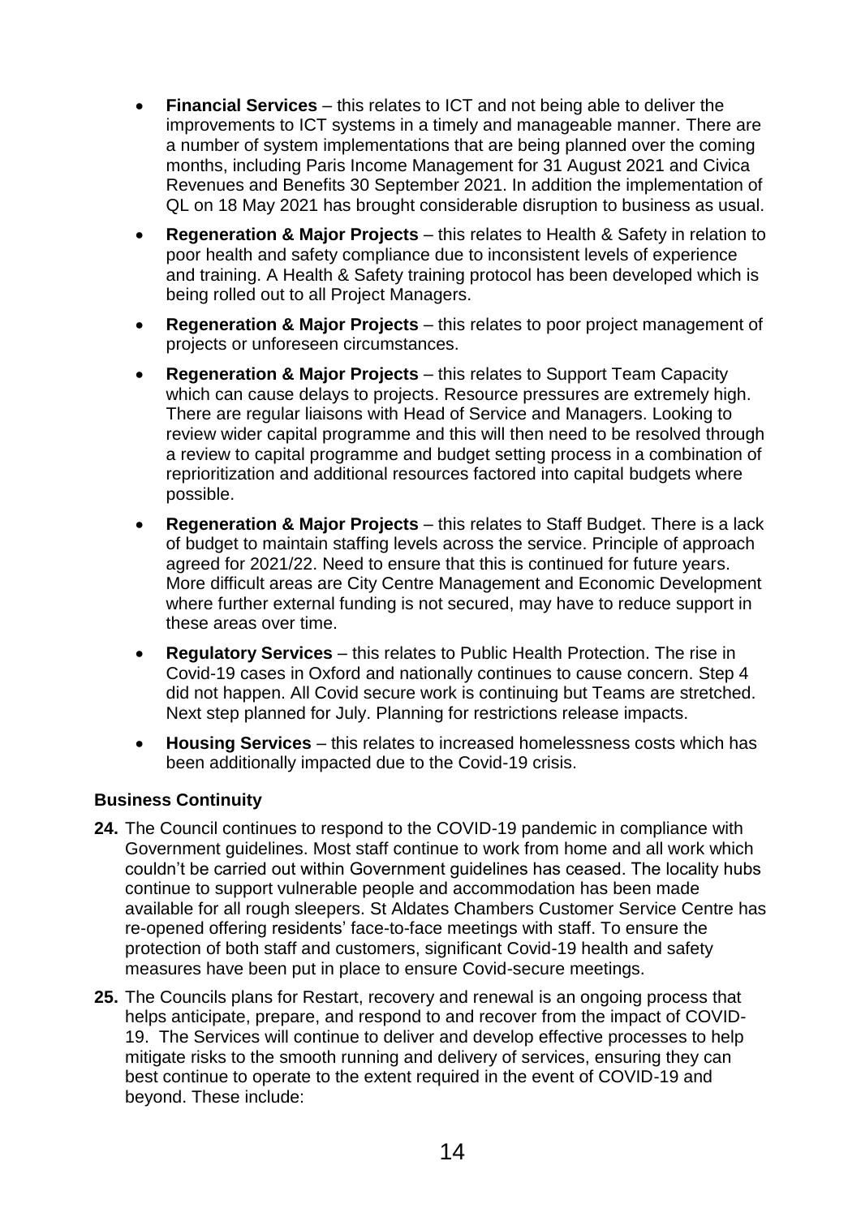- **Financial Services** – this relates to ICT and not being able to deliver the improvements to ICT systems in a timely and manageable manner. There are a number of system implementations that are being planned over the coming months, including Paris Income Management for 31 August 2021 and Civica Revenues and Benefits 30 September 2021. In addition the implementation of QL on 18 May 2021 has brought considerable disruption to business as usual.
- **Regeneration & Major Projects** – this relates to Health & Safety in relation to poor health and safety compliance due to inconsistent levels of experience and training. A Health & Safety training protocol has been developed which is being rolled out to all Project Managers.
- **Regeneration & Major Projects** – this relates to poor project management of projects or unforeseen circumstances.
- **Regeneration & Major Projects** – this relates to Support Team Capacity which can cause delays to projects. Resource pressures are extremely high. There are regular liaisons with Head of Service and Managers. Looking to review wider capital programme and this will then need to be resolved through a review to capital programme and budget setting process in a combination of reprioritization and additional resources factored into capital budgets where possible.
- **Regeneration & Major Projects** – this relates to Staff Budget. There is a lack of budget to maintain staffing levels across the service. Principle of approach agreed for 2021/22. Need to ensure that this is continued for future years. More difficult areas are City Centre Management and Economic Development where further external funding is not secured, may have to reduce support in these areas over time.
- **Regulatory Services** – this relates to Public Health Protection. The rise in Covid-19 cases in Oxford and nationally continues to cause concern. Step 4 did not happen. All Covid secure work is continuing but Teams are stretched. Next step planned for July. Planning for restrictions release impacts.
- **Housing Services** – this relates to increased homelessness costs which has been additionally impacted due to the Covid-19 crisis.

**Business Continuity**

**24.** The Council continues to respond to the COVID-19 pandemic in compliance with Government guidelines. Most staff continue to work from home and all work which couldn't be carried out within Government guidelines has ceased. The locality hubs continue to support vulnerable people and accommodation has been made available for all rough sleepers. St Aldates Chambers Customer Service Centre has re-opened offering residents' face-to-face meetings with staff. To ensure the protection of both staff and customers, significant Covid-19 health and safety measures have been put in place to ensure Covid-secure meetings.

**25.** The Councils plans for Restart, recovery and renewal is an ongoing process that helps anticipate, prepare, and respond to and recover from the impact of COVID-19. The Services will continue to deliver and develop effective processes to help mitigate risks to the smooth running and delivery of services, ensuring they can best continue to operate to the extent required in the event of COVID-19 and beyond. These include: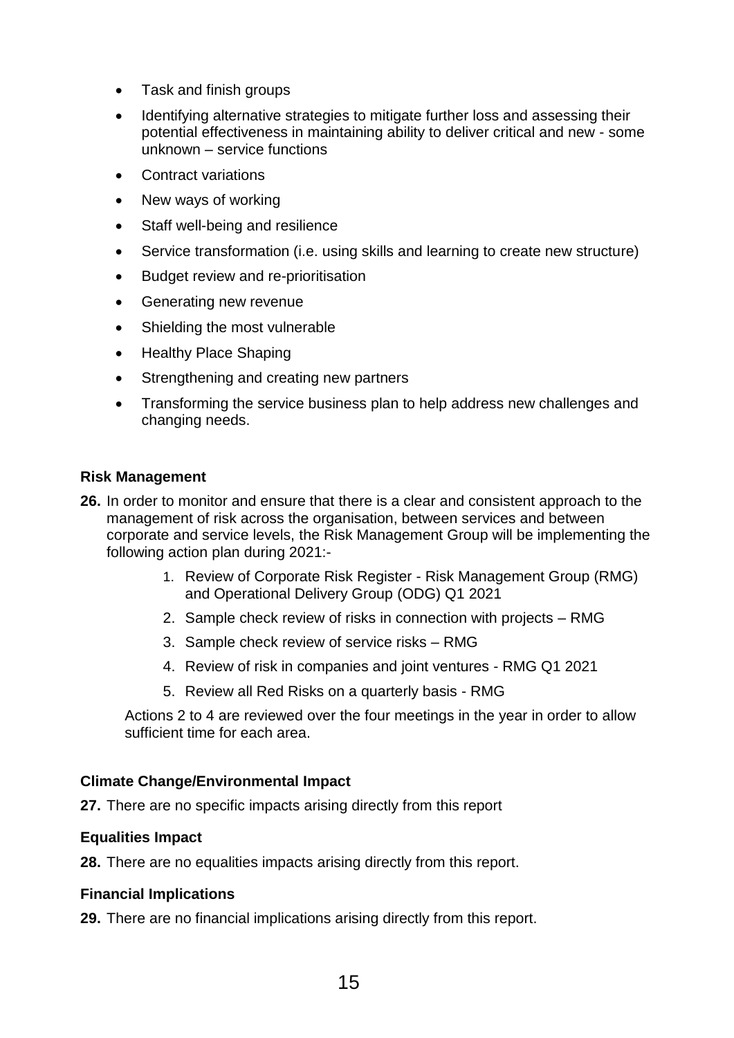- Task and finish groups
- Identifying alternative strategies to mitigate further loss and assessing their potential effectiveness in maintaining ability to deliver critical and new - some unknown – service functions
- Contract variations
- New ways of working
- Staff well-being and resilience
- Service transformation (i.e. using skills and learning to create new structure)
- Budget review and re-prioritisation
- Generating new revenue
- Shielding the most vulnerable
- Healthy Place Shaping
- Strengthening and creating new partners
- Transforming the service business plan to help address new challenges and changing needs.

**Risk Management**

**26.** In order to monitor and ensure that there is a clear and consistent approach to the management of risk across the organisation, between services and between corporate and service levels, the Risk Management Group will be implementing the following action plan during 2021:-

1. Review of Corporate Risk Register - Risk Management Group (RMG) and Operational Delivery Group (ODG) Q1 2021
2. Sample check review of risks in connection with projects – RMG
3. Sample check review of service risks – RMG
4. Review of risk in companies and joint ventures - RMG Q1 2021
5. Review all Red Risks on a quarterly basis - RMG

Actions 2 to 4 are reviewed over the four meetings in the year in order to allow sufficient time for each area.

**Climate Change/Environmental Impact**

**27.** There are no specific impacts arising directly from this report

**Equalities Impact**

**28.** There are no equalities impacts arising directly from this report.

**Financial Implications**

**29.** There are no financial implications arising directly from this report.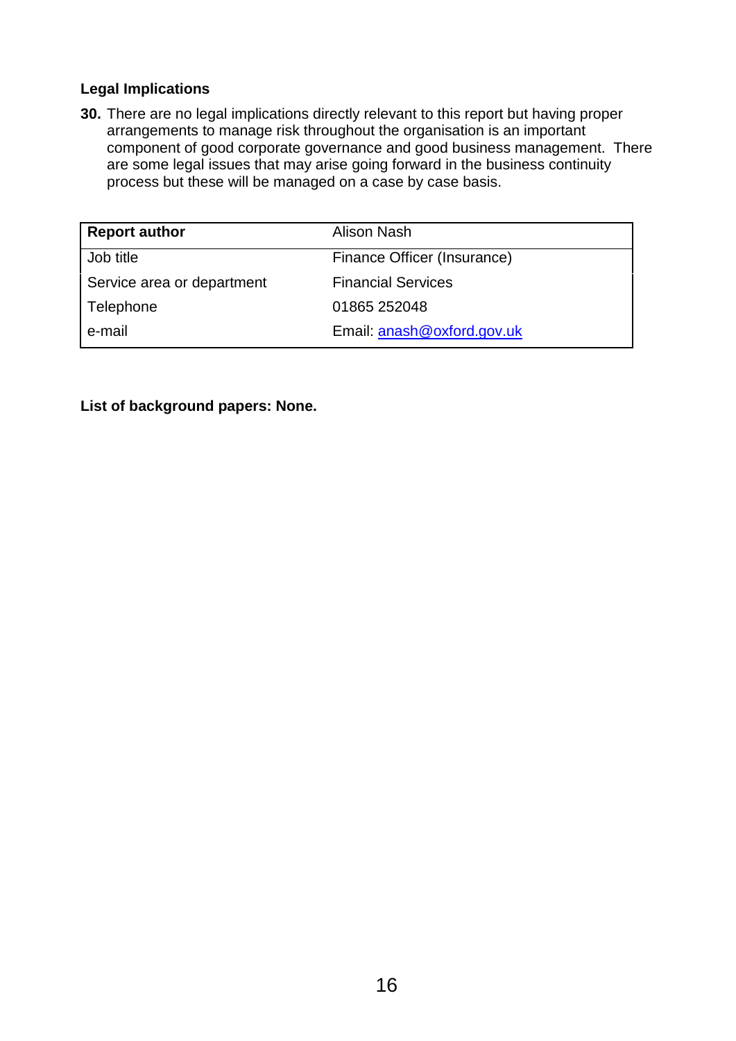**Legal Implications**

**30.** There are no legal implications directly relevant to this report but having proper arrangements to manage risk throughout the organisation is an important component of good corporate governance and good business management. There are some legal issues that may arise going forward in the business continuity process but these will be managed on a case by case basis.

| **Report author** | Alison Nash |
|---|---|
| Job title | Finance Officer (Insurance) |
| Service area or department | Financial Services |
| Telephone | 01865 252048 |
| e-mail | Email: anash@oxford.gov.uk |

**List of background papers: None.**